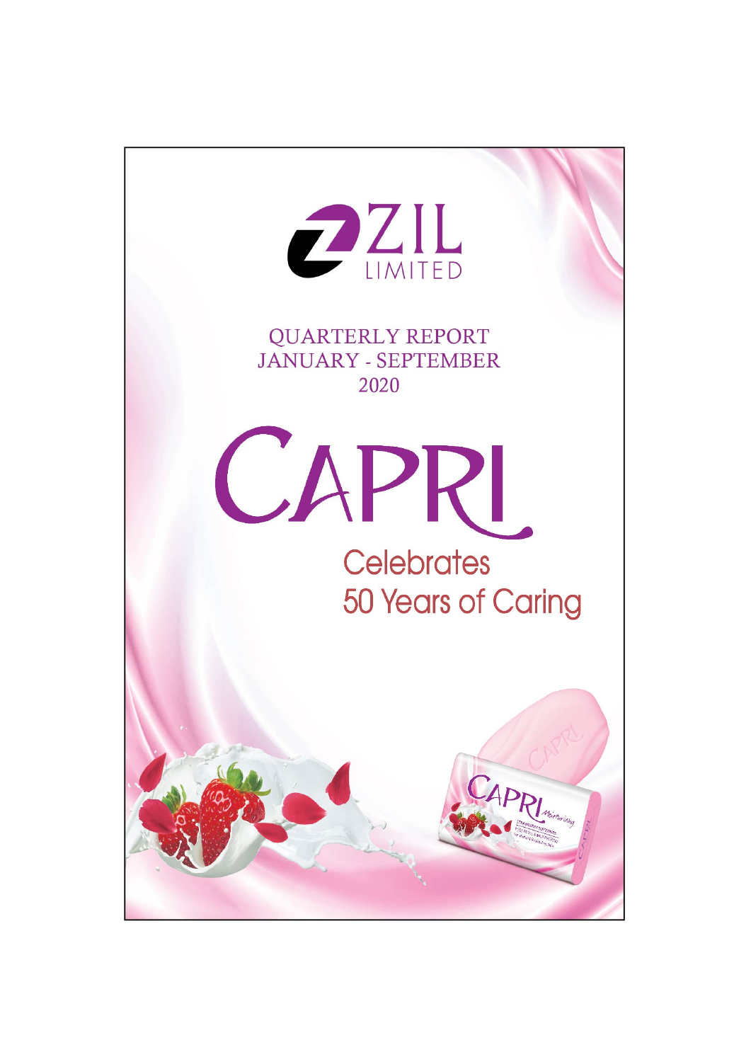ZIL LIMITED

# QUARTERLY REPORT
# JANUARY - SEPTEMBER
# 2020

CAPRI

Celebrates
50 Years of Caring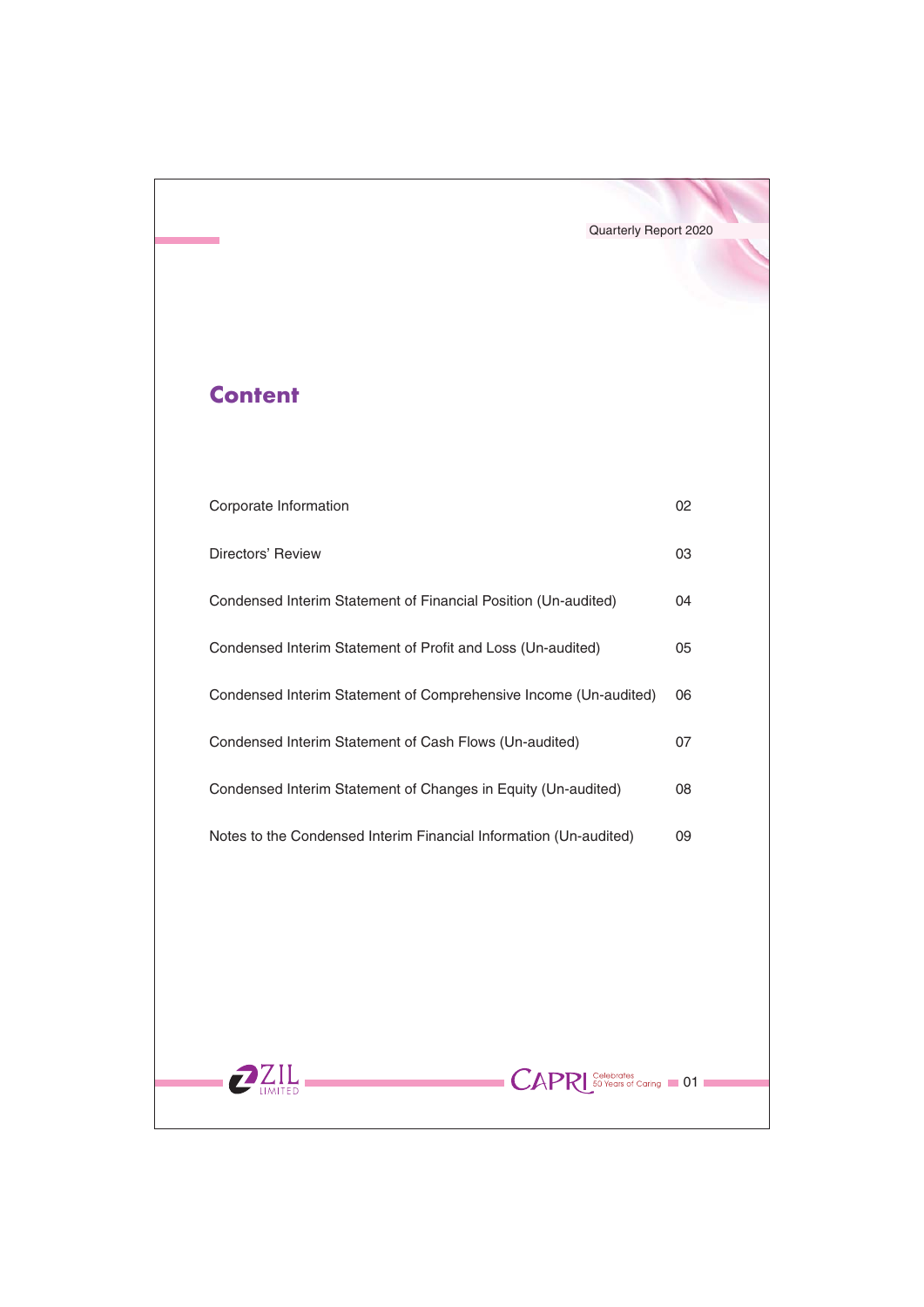# Content

| | |
|---|---|
| Corporate Information | 02 |
| Directors' Review | 03 |
| Condensed Interim Statement of Financial Position (Un-audited) | 04 |
| Condensed Interim Statement of Profit and Loss (Un-audited) | 05 |
| Condensed Interim Statement of Comprehensive Income (Un-audited) | 06 |
| Condensed Interim Statement of Cash Flows (Un-audited) | 07 |
| Condensed Interim Statement of Changes in Equity (Un-audited) | 08 |
| Notes to the Condensed Interim Financial Information (Un-audited) | 09 |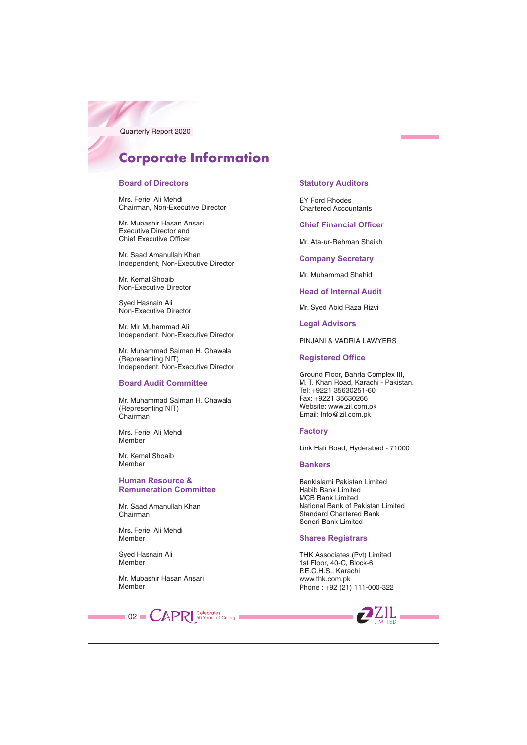# Corporate Information

## Board of Directors

Mrs. Feriel Ali Mehdi
Chairman, Non-Executive Director

Mr. Mubashir Hasan Ansari
Executive Director and
Chief Executive Officer

Mr. Saad Amanullah Khan
Independent, Non-Executive Director

Mr. Kemal Shoaib
Non-Executive Director

Syed Hasnain Ali
Non-Executive Director

Mr. Mir Muhammad Ali
Independent, Non-Executive Director

Mr. Muhammad Salman H. Chawala
(Representing NIT)
Independent, Non-Executive Director

## Board Audit Committee

Mr. Muhammad Salman H. Chawala
(Representing NIT)
Chairman

Mrs. Feriel Ali Mehdi
Member

Mr. Kemal Shoaib
Member

## Human Resource & Remuneration Committee

Mr. Saad Amanullah Khan
Chairman

Mrs. Feriel Ali Mehdi
Member

Syed Hasnain Ali
Member

Mr. Mubashir Hasan Ansari
Member

## Statutory Auditors

EY Ford Rhodes
Chartered Accountants

## Chief Financial Officer

Mr. Ata-ur-Rehman Shaikh

## Company Secretary

Mr. Muhammad Shahid

## Head of Internal Audit

Mr. Syed Abid Raza Rizvi

## Legal Advisors

PINJANI & VADRIA LAWYERS

## Registered Office

Ground Floor, Bahria Complex III,
M. T. Khan Road, Karachi - Pakistan.
Tel: +9221 35630251-60
Fax: +9221 35630266
Website: www.zil.com.pk
Email: Info@zil.com.pk

## Factory

Link Hali Road, Hyderabad - 71000

## Bankers

BankIslami Pakistan Limited
Habib Bank Limited
MCB Bank Limited
National Bank of Pakistan Limited
Standard Chartered Bank
Soneri Bank Limited

## Shares Registrars

THK Associates (Pvt) Limited
1st Floor, 40-C, Block-6
P.E.C.H.S., Karachi
www.thk.com.pk
Phone : +92 (21) 111-000-322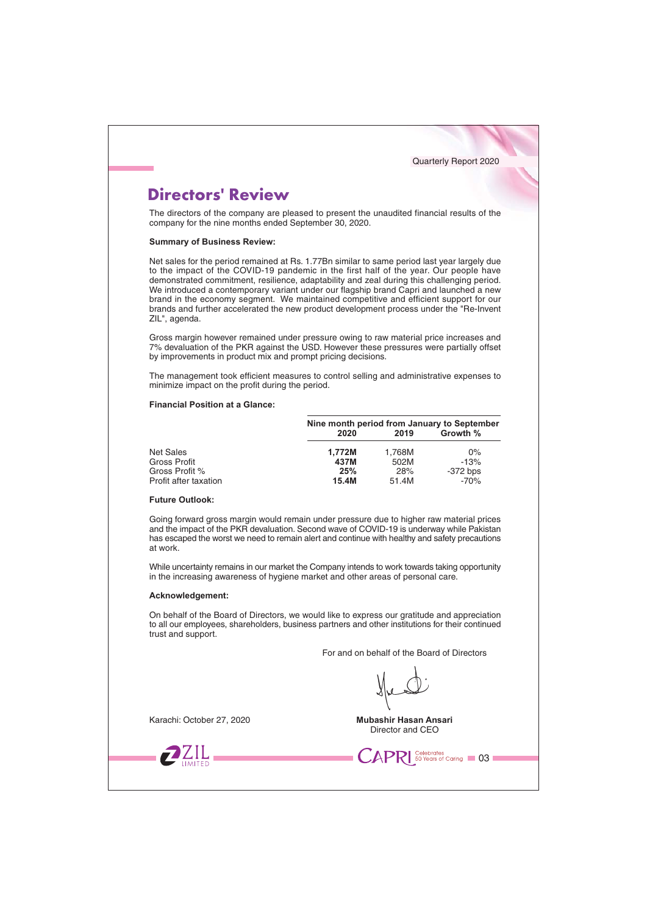# Directors' Review

The directors of the company are pleased to present the unaudited financial results of the company for the nine months ended September 30, 2020.

**Summary of Business Review:**

Net sales for the period remained at Rs. 1.77Bn similar to same period last year largely due to the impact of the COVID-19 pandemic in the first half of the year. Our people have demonstrated commitment, resilience, adaptability and zeal during this challenging period. We introduced a contemporary variant under our flagship brand Capri and launched a new brand in the economy segment. We maintained competitive and efficient support for our brands and further accelerated the new product development process under the "Re-Invent ZIL", agenda.

Gross margin however remained under pressure owing to raw material price increases and 7% devaluation of the PKR against the USD. However these pressures were partially offset by improvements in product mix and prompt pricing decisions.

The management took efficient measures to control selling and administrative expenses to minimize impact on the profit during the period.

**Financial Position at a Glance:**

| | Nine month period from January to September | | |
|---|---|---|---|
| | **2020** | **2019** | **Growth %** |
| Net Sales | **1,772M** | 1,768M | 0% |
| Gross Profit | **437M** | 502M | -13% |
| Gross Profit % | **25%** | 28% | -372 bps |
| Profit after taxation | **15.4M** | 51.4M | -70% |

**Future Outlook:**

Going forward gross margin would remain under pressure due to higher raw material prices and the impact of the PKR devaluation. Second wave of COVID-19 is underway while Pakistan has escaped the worst we need to remain alert and continue with healthy and safety precautions at work.

While uncertainty remains in our market the Company intends to work towards taking opportunity in the increasing awareness of hygiene market and other areas of personal care.

**Acknowledgement:**

On behalf of the Board of Directors, we would like to express our gratitude and appreciation to all our employees, shareholders, business partners and other institutions for their continued trust and support.

For and on behalf of the Board of Directors

Karachi: October 27, 2020

**Mubashir Hasan Ansari**
Director and CEO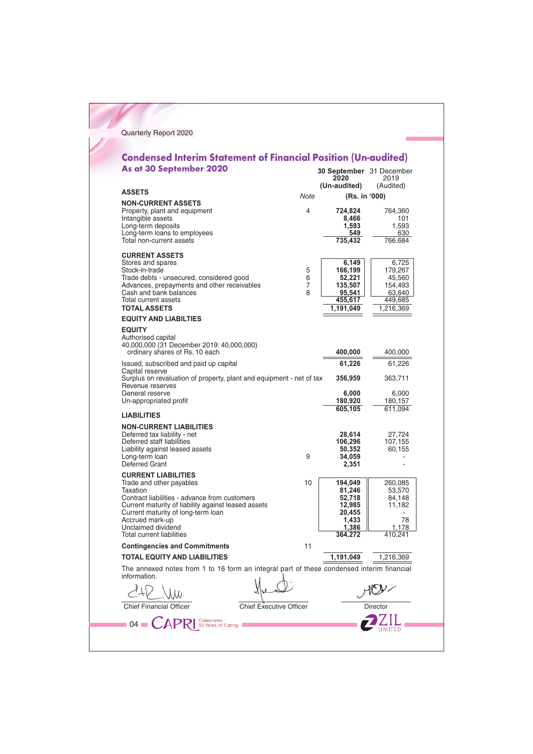# Condensed Interim Statement of Financial Position (Un-audited)

## As at 30 September 2020

| | Note | 30 September 2020 (Un-audited) | 31 December 2019 (Audited) |
|---|---|---|---|
| | | (Rs. in '000) | |
| **ASSETS** | | | |
| **NON-CURRENT ASSETS** | | | |
| Property, plant and equipment | 4 | **724,824** | 764,360 |
| Intangible assets | | **8,466** | 101 |
| Long-term deposits | | **1,593** | 1,593 |
| Long-term loans to employees | | **549** | 630 |
| Total non-current assets | | **735,432** | 766,684 |
| **CURRENT ASSETS** | | | |
| Stores and spares | | **6,149** | 6,725 |
| Stock-in-trade | 5 | **166,199** | 179,267 |
| Trade debts - unsecured, considered good | 6 | **52,221** | 45,560 |
| Advances, prepayments and other receivables | 7 | **135,507** | 154,493 |
| Cash and bank balances | 8 | **95,541** | 63,640 |
| Total current assets | | **455,617** | 449,685 |
| **TOTAL ASSETS** | | **1,191,049** | 1,216,369 |
| **EQUITY AND LIABILTIES** | | | |
| **EQUITY** | | | |
| Authorised capital | | | |
| 40,000,000 (31 December 2019: 40,000,000) ordinary shares of Rs. 10 each | | **400,000** | 400,000 |
| Issued, subscribed and paid up capital | | **61,226** | 61,226 |
| Capital reserve | | | |
| Surplus on revaluation of property, plant and equipment - net of tax | | **356,959** | 363,711 |
| Revenue reserves | | | |
| General reserve | | **6,000** | 6,000 |
| Un-appropriated profit | | **180,920** | 180,157 |
| | | **605,105** | 611,094 |
| **LIABILITIES** | | | |
| **NON-CURRENT LIABILITIES** | | | |
| Deferred tax liability - net | | **28,614** | 27,724 |
| Deferred staff liabilities | | **106,296** | 107,155 |
| Liability against leased assets | | **50,352** | 60,155 |
| Long-term loan | 9 | **34,059** | - |
| Deferred Grant | | **2,351** | - |
| **CURRENT LIABILITIES** | | | |
| Trade and other payables | 10 | **194,049** | 260,085 |
| Taxation | | **81,246** | 53,570 |
| Contract liabilities - advance from customers | | **52,718** | 84,148 |
| Current maturity of liability against leased assets | | **12,985** | 11,182 |
| Current maturity of long-term loan | | **20,455** | - |
| Accrued mark-up | | **1,433** | 78 |
| Unclaimed dividend | | **1,386** | 1,178 |
| Total current liabilities | | **364,272** | 410,241 |
| **Contingencies and Commitments** | 11 | | |
| **TOTAL EQUITY AND LIABILITIES** | | **1,191,049** | 1,216,369 |

The annexed notes from 1 to 16 form an integral part of these condensed interim financial information.

Chief Financial Officer — Chief Executive Officer — Director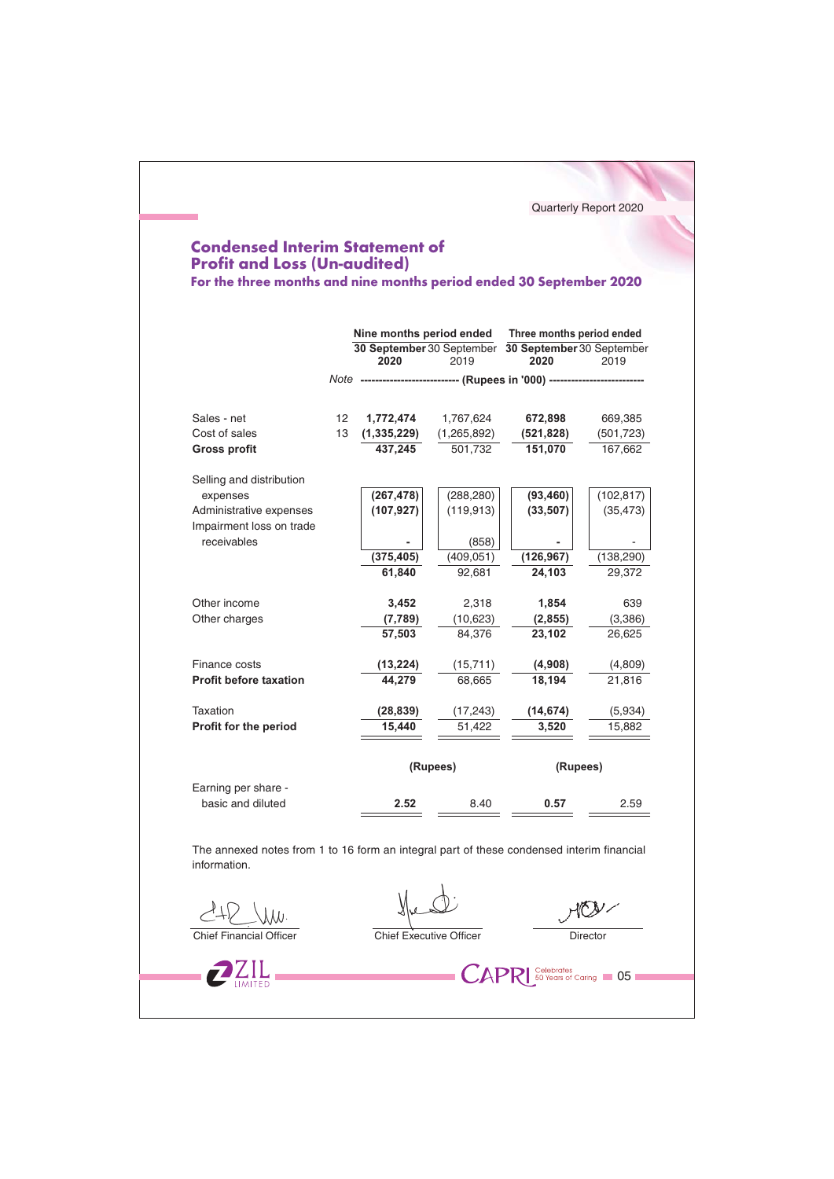# Condensed Interim Statement of Profit and Loss (Un-audited)

### For the three months and nine months period ended 30 September 2020

| | Note | Nine months period ended | | Three months period ended | |
|---|---|---|---|---|---|
| | | **30 September 2020** | 30 September 2019 | **30 September 2020** | 30 September 2019 |
| | | (Rupees in '000) | | | |
| Sales - net | 12 | **1,772,474** | 1,767,624 | **672,898** | 669,385 |
| Cost of sales | 13 | **(1,335,229)** | (1,265,892) | **(521,828)** | (501,723) |
| **Gross profit** | | **437,245** | 501,732 | **151,070** | 167,662 |
| Selling and distribution expenses | | **(267,478)** | (288,280) | **(93,460)** | (102,817) |
| Administrative expenses | | **(107,927)** | (119,913) | **(33,507)** | (35,473) |
| Impairment loss on trade receivables | | **-** | (858) | **-** | - |
| | | **(375,405)** | (409,051) | **(126,967)** | (138,290) |
| | | **61,840** | 92,681 | **24,103** | 29,372 |
| Other income | | **3,452** | 2,318 | **1,854** | 639 |
| Other charges | | **(7,789)** | (10,623) | **(2,855)** | (3,386) |
| | | **57,503** | 84,376 | **23,102** | 26,625 |
| Finance costs | | **(13,224)** | (15,711) | **(4,908)** | (4,809) |
| **Profit before taxation** | | **44,279** | 68,665 | **18,194** | 21,816 |
| Taxation | | **(28,839)** | (17,243) | **(14,674)** | (5,934) |
| **Profit for the period** | | **15,440** | 51,422 | **3,520** | 15,882 |
| | | (Rupees) | | (Rupees) | |
| Earning per share - basic and diluted | | **2.52** | 8.40 | **0.57** | 2.59 |

The annexed notes from 1 to 16 form an integral part of these condensed interim financial information.

Chief Financial Officer          Chief Executive Officer          Director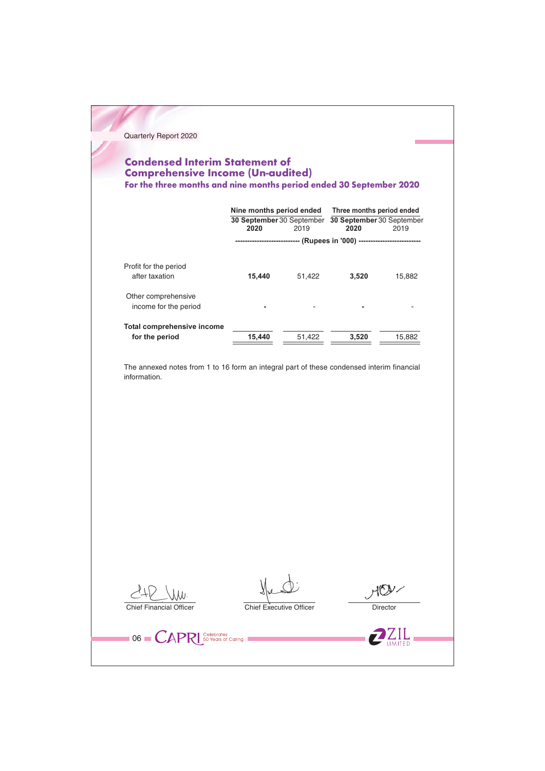## Condensed Interim Statement of Comprehensive Income (Un-audited)

### For the three months and nine months period ended 30 September 2020

| | Nine months period ended | | Three months period ended | |
|---|---|---|---|---|
| | **30 September 2020** | 30 September 2019 | **30 September 2020** | 30 September 2019 |
| | ---------- (Rupees in '000) ---------- | | | |
| Profit for the period after taxation | **15,440** | 51,422 | **3,520** | 15,882 |
| Other comprehensive income for the period | **-** | - | **-** | - |
| **Total comprehensive income for the period** | **15,440** | 51,422 | **3,520** | 15,882 |

The annexed notes from 1 to 16 form an integral part of these condensed interim financial information.

Chief Financial Officer | Chief Executive Officer | Director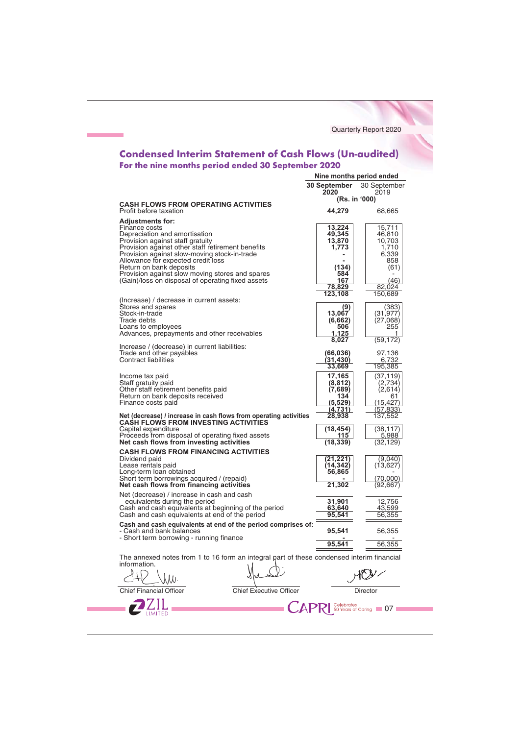## Condensed Interim Statement of Cash Flows (Un-audited)

### For the nine months period ended 30 September 2020

| | Nine months period ended | |
|---|---|---|
| | **30 September 2020** | 30 September 2019 |
| | **(Rs. in '000)** | |
| **CASH FLOWS FROM OPERATING ACTIVITIES** | | |
| Profit before taxation | **44,279** | 68,665 |
| **Adjustments for:** | | |
| Finance costs | **13,224** | 15,711 |
| Depreciation and amortisation | **49,345** | 46,810 |
| Provision against staff gratuity | **13,870** | 10,703 |
| Provision against other staff retirement benefits | **1,773** | 1,710 |
| Provision against slow-moving stock-in-trade | **-** | 6,339 |
| Allowance for expected credit loss | **-** | 858 |
| Return on bank deposits | **(134)** | (61) |
| Provision against slow moving stores and spares | **584** | - |
| (Gain)/loss on disposal of operating fixed assets | **167** | (46) |
| | **78,829** | 82,024 |
| | **123,108** | 150,689 |
| (Increase) / decrease in current assets: | | |
| Stores and spares | **(9)** | (383) |
| Stock-in-trade | **13,067** | (31,977) |
| Trade debts | **(6,662)** | (27,068) |
| Loans to employees | **506** | 255 |
| Advances, prepayments and other receivables | **1,125** | 1 |
| | **8,027** | (59,172) |
| Increase / (decrease) in current liabilities: | | |
| Trade and other payables | **(66,036)** | 97,136 |
| Contract liabilities | **(31,430)** | 6,732 |
| | **33,669** | 195,385 |
| Income tax paid | **17,165** | (37,119) |
| Staff gratuity paid | **(8,812)** | (2,734) |
| Other staff retirement benefits paid | **(7,689)** | (2,614) |
| Return on bank deposits received | **134** | 61 |
| Finance costs paid | **(5,529)** | (15,427) |
| | **(4,731)** | (57,833) |
| **Net (decrease) / increase in cash flows from operating activities** | **28,938** | 137,552 |
| **CASH FLOWS FROM INVESTING ACTIVITIES** | | |
| Capital expenditure | **(18,454)** | (38,117) |
| Proceeds from disposal of operating fixed assets | **115** | 5,988 |
| **Net cash flows from investing activities** | **(18,339)** | (32,129) |
| **CASH FLOWS FROM FINANCING ACTIVITIES** | | |
| Dividend paid | **(21,221)** | (9,040) |
| Lease rentals paid | **(14,342)** | (13,627) |
| Long-term loan obtained | **56,865** | - |
| Short term borrowings acquired / (repaid) | **-** | (70,000) |
| **Net cash flows from financing activities** | **21,302** | (92,667) |
| Net (decrease) / increase in cash and cash equivalents during the period | **31,901** | 12,756 |
| Cash and cash equivalents at beginning of the period | **63,640** | 43,599 |
| Cash and cash equivalents at end of the period | **95,541** | 56,355 |
| **Cash and cash equivalents at end of the period comprises of:** | | |
| - Cash and bank balances | **95,541** | 56,355 |
| - Short term borrowing - running finance | **-** | - |
| | **95,541** | 56,355 |

The annexed notes from 1 to 16 form an integral part of these condensed interim financial information.

| Chief Financial Officer | Chief Executive Officer | Director |
|---|---|---|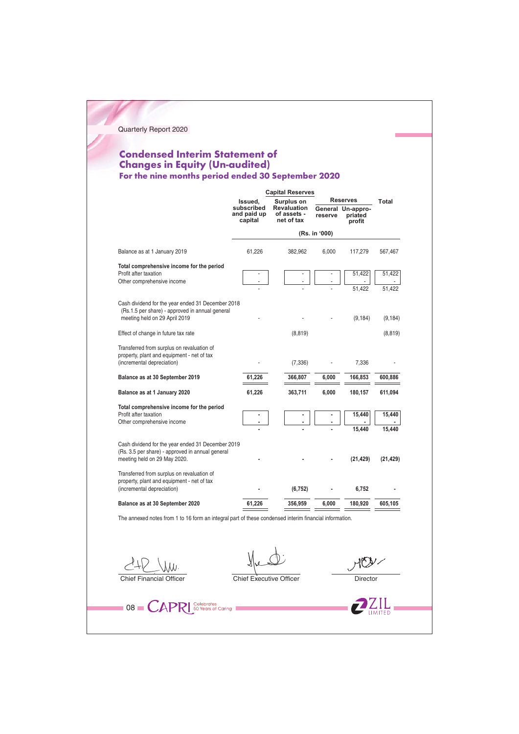# Condensed Interim Statement of Changes in Equity (Un-audited)

## For the nine months period ended 30 September 2020

| | Issued, subscribed and paid up capital | Capital Reserves: Surplus on Revaluation of assets - net of tax | Reserves: General reserve | Reserves: Un-appro-priated profit | Total |
|---|---|---|---|---|---|
| | (Rs. in '000) | | | | |
| Balance as at 1 January 2019 | 61,226 | 382,962 | 6,000 | 117,279 | 567,467 |
| **Total comprehensive income for the period** | | | | | |
| Profit after taxation | - | - | - | 51,422 | 51,422 |
| Other comprehensive income | - | - | - | - | - |
| | - | - | - | 51,422 | 51,422 |
| Cash dividend for the year ended 31 December 2018 (Rs.1.5 per share) - approved in annual general meeting held on 29 April 2019 | - | - | - | (9,184) | (9,184) |
| Effect of change in future tax rate | | (8,819) | | | (8,819) |
| Transferred from surplus on revaluation of property, plant and equipment - net of tax (incremental depreciation) | - | (7,336) | - | 7,336 | - |
| **Balance as at 30 September 2019** | **61,226** | **366,807** | **6,000** | **166,853** | **600,886** |
| **Balance as at 1 January 2020** | **61,226** | **363,711** | **6,000** | **180,157** | **611,094** |
| **Total comprehensive income for the period** | | | | | |
| Profit after taxation | **-** | **-** | **-** | **15,440** | **15,440** |
| Other comprehensive income | **-** | **-** | **-** | **-** | **-** |
| | **-** | **-** | **-** | **15,440** | **15,440** |
| Cash dividend for the year ended 31 December 2019 (Rs. 3.5 per share) - approved in annual general meeting held on 29 May 2020. | **-** | **-** | **-** | **(21,429)** | **(21,429)** |
| Transferred from surplus on revaluation of property, plant and equipment - net of tax (incremental depreciation) | **-** | **(6,752)** | **-** | **6,752** | **-** |
| **Balance as at 30 September 2020** | **61,226** | **356,959** | **6,000** | **180,920** | **605,105** |

The annexed notes from 1 to 16 form an integral part of these condensed interim financial information.

Chief Financial Officer

Chief Executive Officer

Director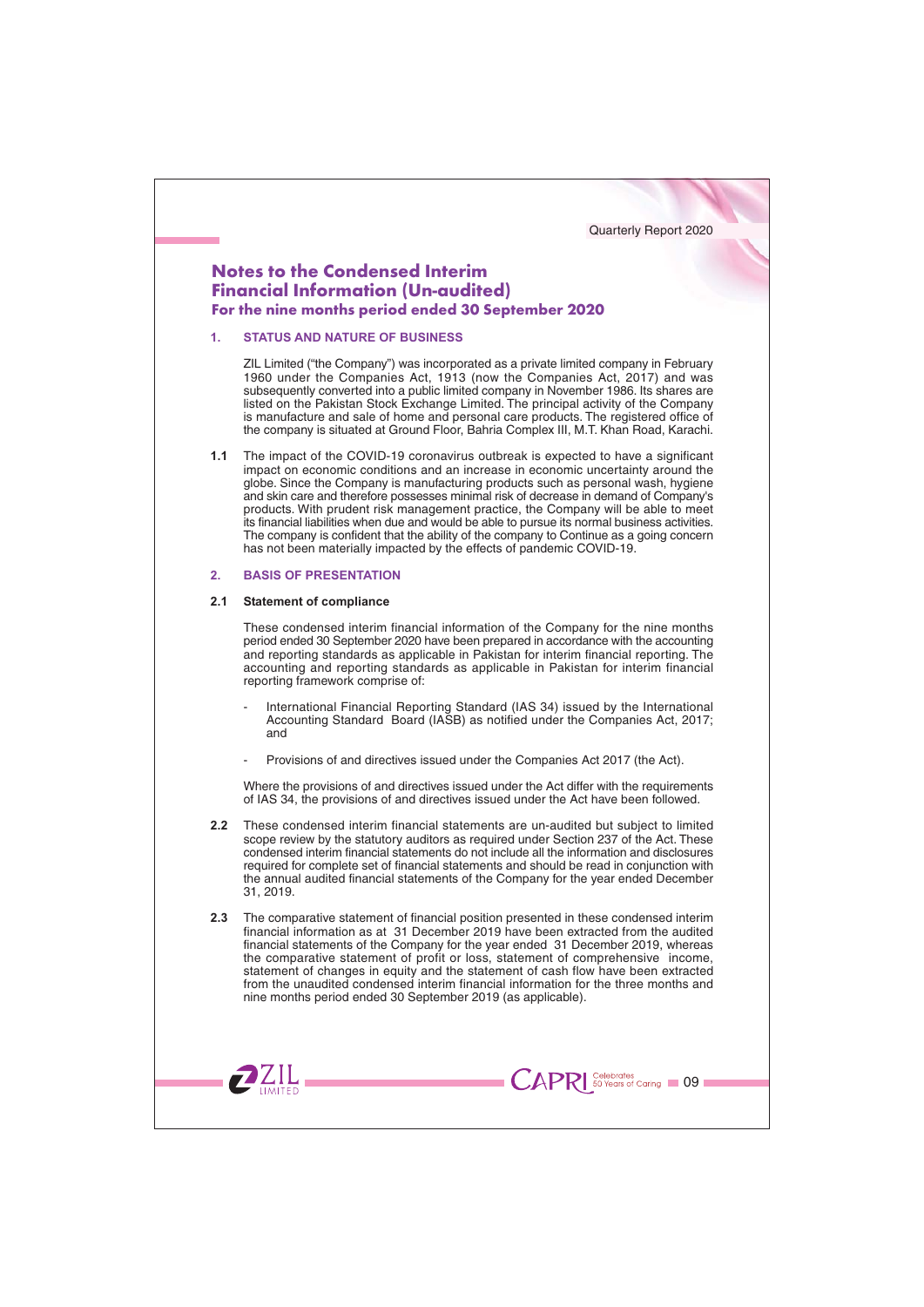# Notes to the Condensed Interim Financial Information (Un-audited)
### For the nine months period ended 30 September 2020

## 1. STATUS AND NATURE OF BUSINESS

ZIL Limited ("the Company") was incorporated as a private limited company in February 1960 under the Companies Act, 1913 (now the Companies Act, 2017) and was subsequently converted into a public limited company in November 1986. Its shares are listed on the Pakistan Stock Exchange Limited. The principal activity of the Company is manufacture and sale of home and personal care products. The registered office of the company is situated at Ground Floor, Bahria Complex III, M.T. Khan Road, Karachi.

**1.1** The impact of the COVID-19 coronavirus outbreak is expected to have a significant impact on economic conditions and an increase in economic uncertainty around the globe. Since the Company is manufacturing products such as personal wash, hygiene and skin care and therefore possesses minimal risk of decrease in demand of Company's products. With prudent risk management practice, the Company will be able to meet its financial liabilities when due and would be able to pursue its normal business activities. The company is confident that the ability of the company to Continue as a going concern has not been materially impacted by the effects of pandemic COVID-19.

## 2. BASIS OF PRESENTATION

### 2.1 Statement of compliance

These condensed interim financial information of the Company for the nine months period ended 30 September 2020 have been prepared in accordance with the accounting and reporting standards as applicable in Pakistan for interim financial reporting. The accounting and reporting standards as applicable in Pakistan for interim financial reporting framework comprise of:

- International Financial Reporting Standard (IAS 34) issued by the International Accounting Standard Board (IASB) as notified under the Companies Act, 2017; and

- Provisions of and directives issued under the Companies Act 2017 (the Act).

Where the provisions of and directives issued under the Act differ with the requirements of IAS 34, the provisions of and directives issued under the Act have been followed.

**2.2** These condensed interim financial statements are un-audited but subject to limited scope review by the statutory auditors as required under Section 237 of the Act. These condensed interim financial statements do not include all the information and disclosures required for complete set of financial statements and should be read in conjunction with the annual audited financial statements of the Company for the year ended December 31, 2019.

**2.3** The comparative statement of financial position presented in these condensed interim financial information as at 31 December 2019 have been extracted from the audited financial statements of the Company for the year ended 31 December 2019, whereas the comparative statement of profit or loss, statement of comprehensive income, statement of changes in equity and the statement of cash flow have been extracted from the unaudited condensed interim financial information for the three months and nine months period ended 30 September 2019 (as applicable).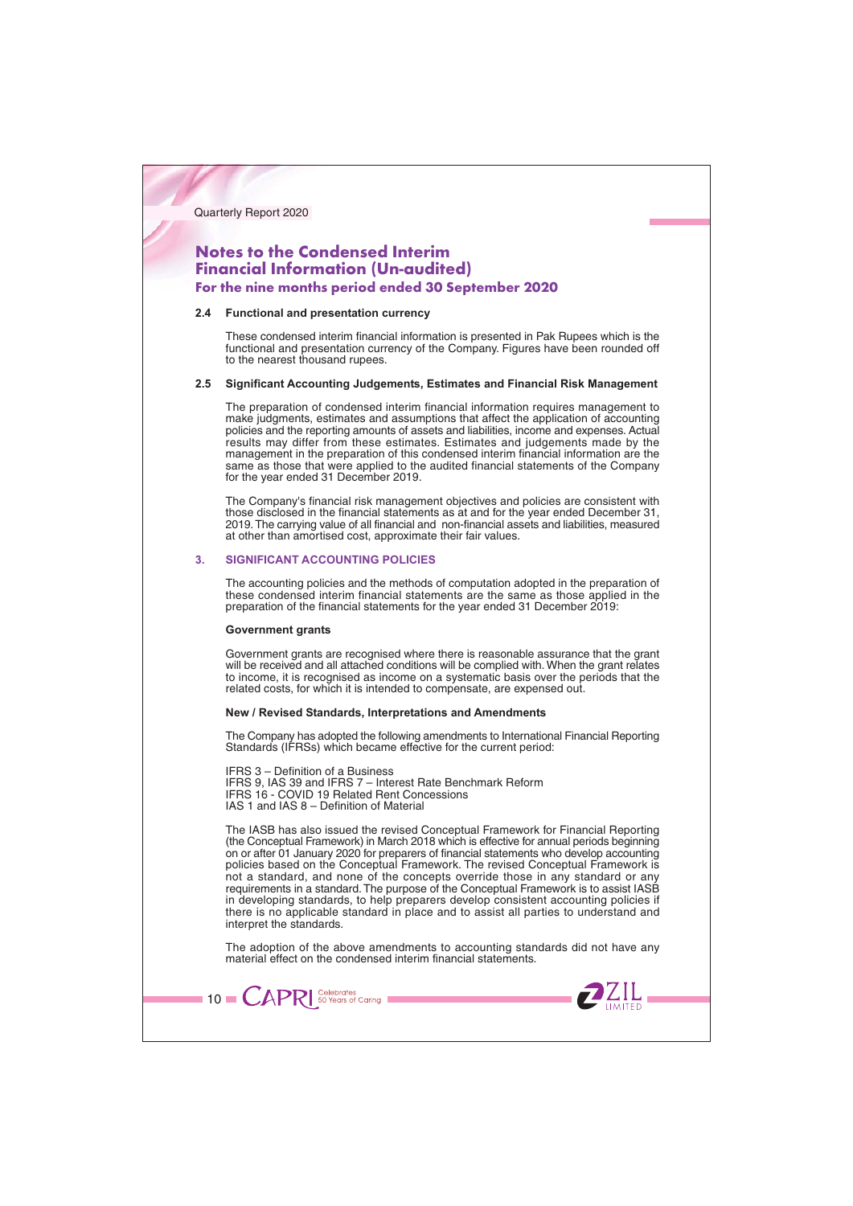# Notes to the Condensed Interim Financial Information (Un-audited)
### For the nine months period ended 30 September 2020

**2.4 Functional and presentation currency**

These condensed interim financial information is presented in Pak Rupees which is the functional and presentation currency of the Company. Figures have been rounded off to the nearest thousand rupees.

**2.5 Significant Accounting Judgements, Estimates and Financial Risk Management**

The preparation of condensed interim financial information requires management to make judgments, estimates and assumptions that affect the application of accounting policies and the reporting amounts of assets and liabilities, income and expenses. Actual results may differ from these estimates. Estimates and judgements made by the management in the preparation of this condensed interim financial information are the same as those that were applied to the audited financial statements of the Company for the year ended 31 December 2019.

The Company's financial risk management objectives and policies are consistent with those disclosed in the financial statements as at and for the year ended December 31, 2019. The carrying value of all financial and non-financial assets and liabilities, measured at other than amortised cost, approximate their fair values.

## 3. SIGNIFICANT ACCOUNTING POLICIES

The accounting policies and the methods of computation adopted in the preparation of these condensed interim financial statements are the same as those applied in the preparation of the financial statements for the year ended 31 December 2019:

**Government grants**

Government grants are recognised where there is reasonable assurance that the grant will be received and all attached conditions will be complied with. When the grant relates to income, it is recognised as income on a systematic basis over the periods that the related costs, for which it is intended to compensate, are expensed out.

**New / Revised Standards, Interpretations and Amendments**

The Company has adopted the following amendments to International Financial Reporting Standards (IFRSs) which became effective for the current period:

IFRS 3 – Definition of a Business
IFRS 9, IAS 39 and IFRS 7 – Interest Rate Benchmark Reform
IFRS 16 - COVID 19 Related Rent Concessions
IAS 1 and IAS 8 – Definition of Material

The IASB has also issued the revised Conceptual Framework for Financial Reporting (the Conceptual Framework) in March 2018 which is effective for annual periods beginning on or after 01 January 2020 for preparers of financial statements who develop accounting policies based on the Conceptual Framework. The revised Conceptual Framework is not a standard, and none of the concepts override those in any standard or any requirements in a standard. The purpose of the Conceptual Framework is to assist IASB in developing standards, to help preparers develop consistent accounting policies if there is no applicable standard in place and to assist all parties to understand and interpret the standards.

The adoption of the above amendments to accounting standards did not have any material effect on the condensed interim financial statements.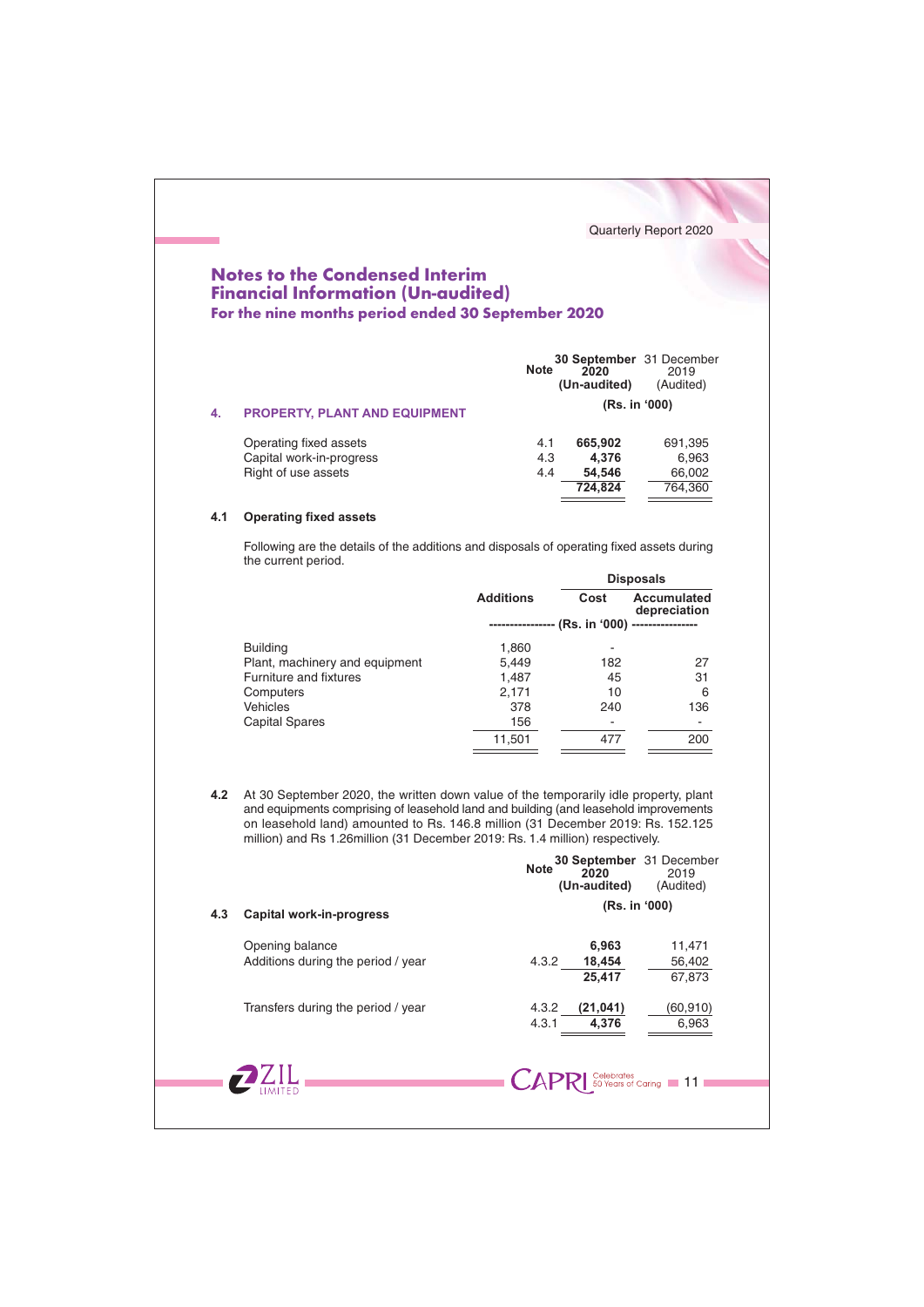# Notes to the Condensed Interim Financial Information (Un-audited)

## For the nine months period ended 30 September 2020

| | | Note | 30 September 2020 (Un-audited) | 31 December 2019 (Audited) |
|---|---|---|---|---|
| | | | (Rs. in '000) | |
| **4.** | **PROPERTY, PLANT AND EQUIPMENT** | | | |
| | Operating fixed assets | 4.1 | **665,902** | 691,395 |
| | Capital work-in-progress | 4.3 | **4,376** | 6,963 |
| | Right of use assets | 4.4 | **54,546** | 66,002 |
| | | | **724,824** | 764,360 |

**4.1 Operating fixed assets**

Following are the details of the additions and disposals of operating fixed assets during the current period.

| | Additions | Disposals | |
|---|---|---|---|
| | | Cost | Accumulated depreciation |
| | (Rs. in '000) | | |
| Building | 1,860 | - | |
| Plant, machinery and equipment | 5,449 | 182 | 27 |
| Furniture and fixtures | 1,487 | 45 | 31 |
| Computers | 2,171 | 10 | 6 |
| Vehicles | 378 | 240 | 136 |
| Capital Spares | 156 | - | - |
| | 11,501 | 477 | 200 |

**4.2** At 30 September 2020, the written down value of the temporarily idle property, plant and equipments comprising of leasehold land and building (and leasehold improvements on leasehold land) amounted to Rs. 146.8 million (31 December 2019: Rs. 152.125 million) and Rs 1.26million (31 December 2019: Rs. 1.4 million) respectively.

| | | Note | 30 September 2020 (Un-audited) | 31 December 2019 (Audited) |
|---|---|---|---|---|
| | | | (Rs. in '000) | |
| **4.3** | **Capital work-in-progress** | | | |
| | Opening balance | | **6,963** | 11,471 |
| | Additions during the period / year | 4.3.2 | **18,454** | 56,402 |
| | | | **25,417** | 67,873 |
| | Transfers during the period / year | 4.3.2 | **(21,041)** | (60,910) |
| | | 4.3.1 | **4,376** | 6,963 |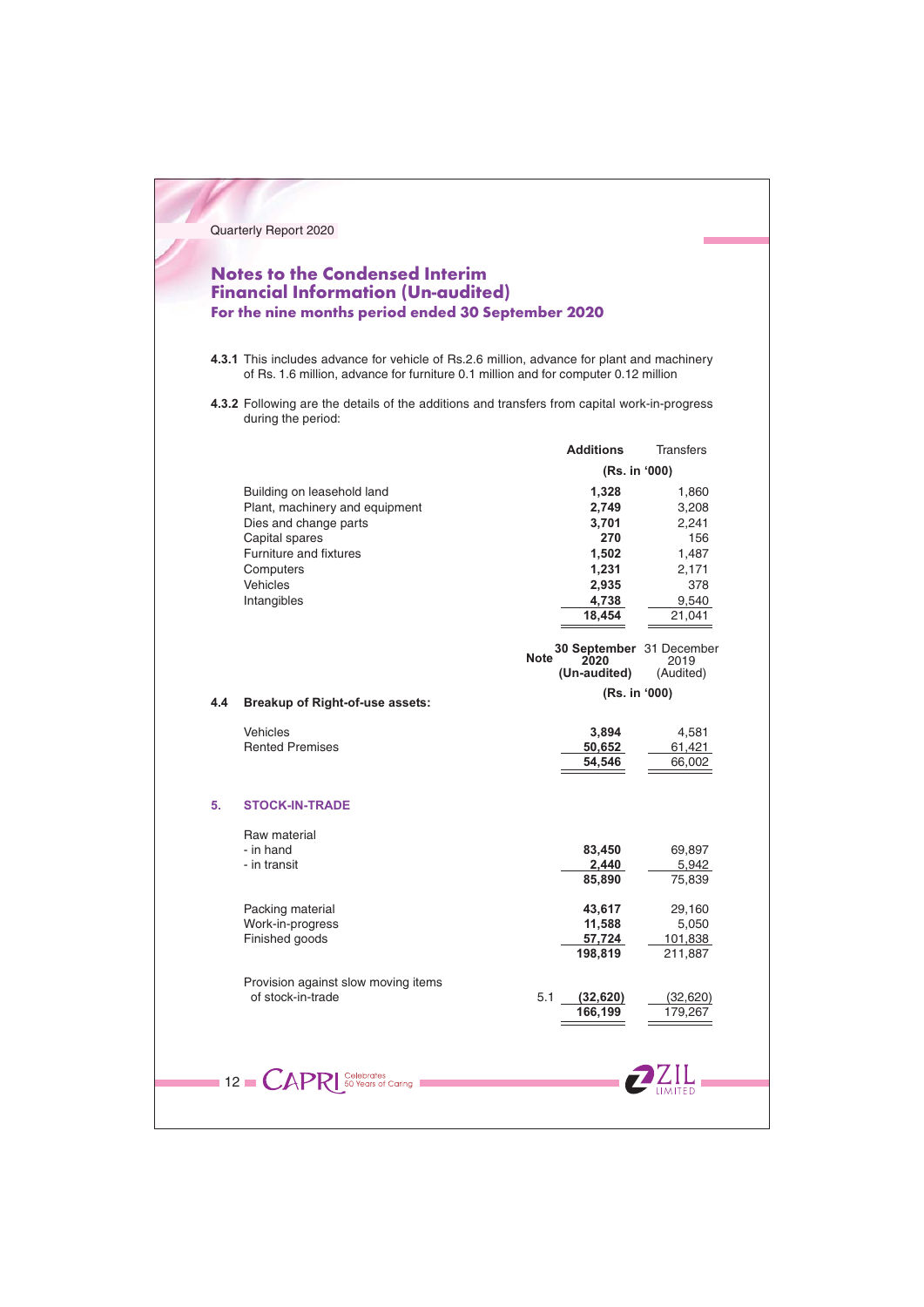## Notes to the Condensed Interim Financial Information (Un-audited)

### For the nine months period ended 30 September 2020

**4.3.1** This includes advance for vehicle of Rs.2.6 million, advance for plant and machinery of Rs. 1.6 million, advance for furniture 0.1 million and for computer 0.12 million

**4.3.2** Following are the details of the additions and transfers from capital work-in-progress during the period:

| | **Additions** | Transfers |
|---|---|---|
| | **(Rs. in '000)** | |
| Building on leasehold land | **1,328** | 1,860 |
| Plant, machinery and equipment | **2,749** | 3,208 |
| Dies and change parts | **3,701** | 2,241 |
| Capital spares | **270** | 156 |
| Furniture and fixtures | **1,502** | 1,487 |
| Computers | **1,231** | 2,171 |
| Vehicles | **2,935** | 378 |
| Intangibles | **4,738** | 9,540 |
| | **18,454** | 21,041 |

| | Note | **30 September 2020 (Un-audited)** | 31 December 2019 (Audited) |
|---|---|---|---|
| | | **(Rs. in '000)** | |
| **4.4 Breakup of Right-of-use assets:** | | | |
| Vehicles | | **3,894** | 4,581 |
| Rented Premises | | **50,652** | 61,421 |
| | | **54,546** | 66,002 |
| **5. STOCK-IN-TRADE** | | | |
| Raw material | | | |
| - in hand | | **83,450** | 69,897 |
| - in transit | | **2,440** | 5,942 |
| | | **85,890** | 75,839 |
| Packing material | | **43,617** | 29,160 |
| Work-in-progress | | **11,588** | 5,050 |
| Finished goods | | **57,724** | 101,838 |
| | | **198,819** | 211,887 |
| Provision against slow moving items of stock-in-trade | 5.1 | **(32,620)** | (32,620) |
| | | **166,199** | 179,267 |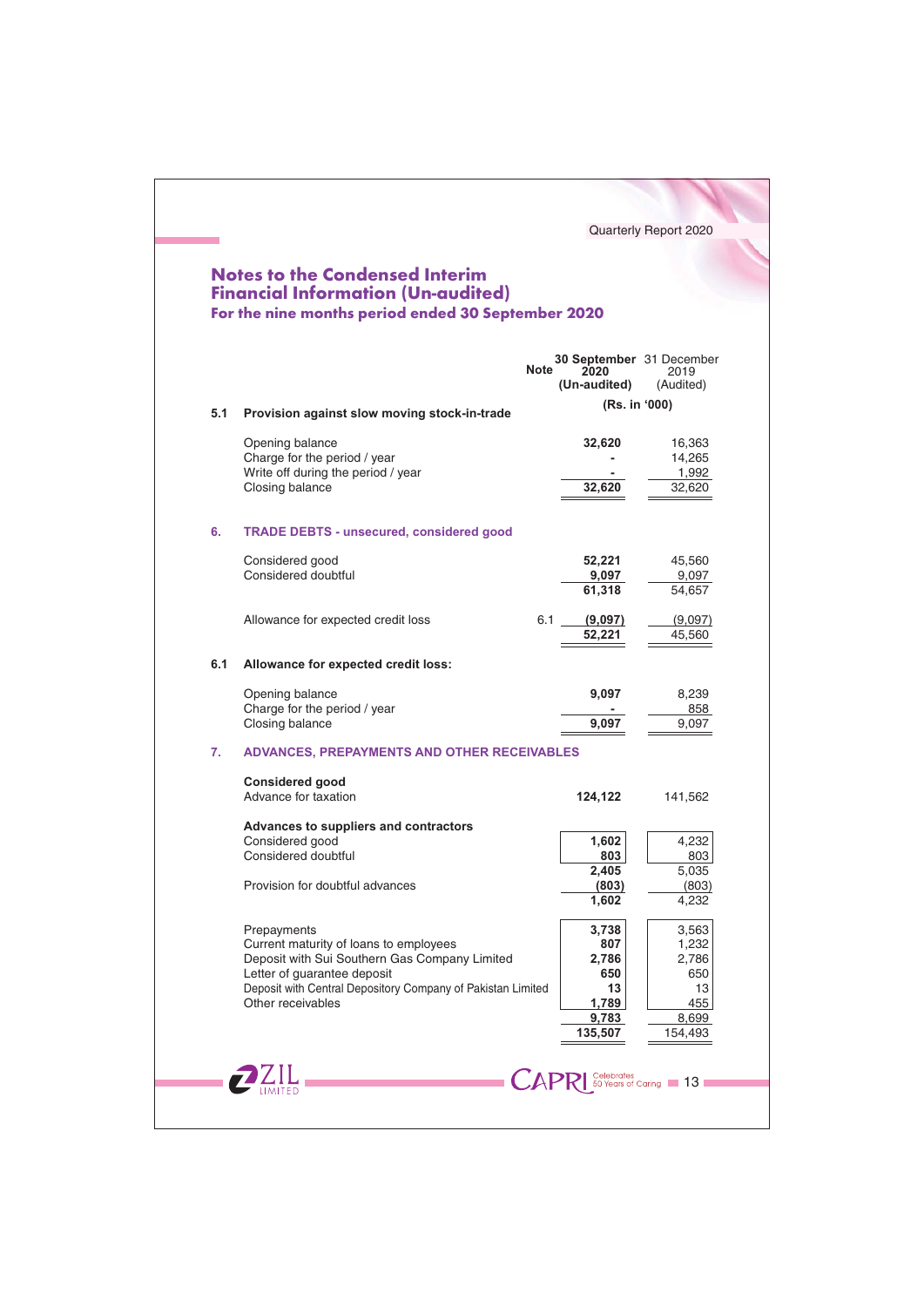## Notes to the Condensed Interim Financial Information (Un-audited)
### For the nine months period ended 30 September 2020

| | | Note | 30 September 2020 (Un-audited) | 31 December 2019 (Audited) |
|---|---|---|---|---|
| | | | (Rs. in '000) | |
| **5.1** | **Provision against slow moving stock-in-trade** | | | |
| | Opening balance | | **32,620** | 16,363 |
| | Charge for the period / year | | **-** | 14,265 |
| | Write off during the period / year | | **-** | 1,992 |
| | Closing balance | | **32,620** | 32,620 |
| **6.** | **TRADE DEBTS - unsecured, considered good** | | | |
| | Considered good | | **52,221** | 45,560 |
| | Considered doubtful | | **9,097** | 9,097 |
| | | | **61,318** | 54,657 |
| | Allowance for expected credit loss | 6.1 | **(9,097)** | (9,097) |
| | | | **52,221** | 45,560 |
| **6.1** | **Allowance for expected credit loss:** | | | |
| | Opening balance | | **9,097** | 8,239 |
| | Charge for the period / year | | **-** | 858 |
| | Closing balance | | **9,097** | 9,097 |
| **7.** | **ADVANCES, PREPAYMENTS AND OTHER RECEIVABLES** | | | |
| | **Considered good** | | | |
| | Advance for taxation | | **124,122** | 141,562 |
| | **Advances to suppliers and contractors** | | | |
| | Considered good | | **1,602** | 4,232 |
| | Considered doubtful | | **803** | 803 |
| | | | **2,405** | 5,035 |
| | Provision for doubtful advances | | **(803)** | (803) |
| | | | **1,602** | 4,232 |
| | Prepayments | | **3,738** | 3,563 |
| | Current maturity of loans to employees | | **807** | 1,232 |
| | Deposit with Sui Southern Gas Company Limited | | **2,786** | 2,786 |
| | Letter of guarantee deposit | | **650** | 650 |
| | Deposit with Central Depository Company of Pakistan Limited | | **13** | 13 |
| | Other receivables | | **1,789** | 455 |
| | | | **9,783** | 8,699 |
| | | | **135,507** | 154,493 |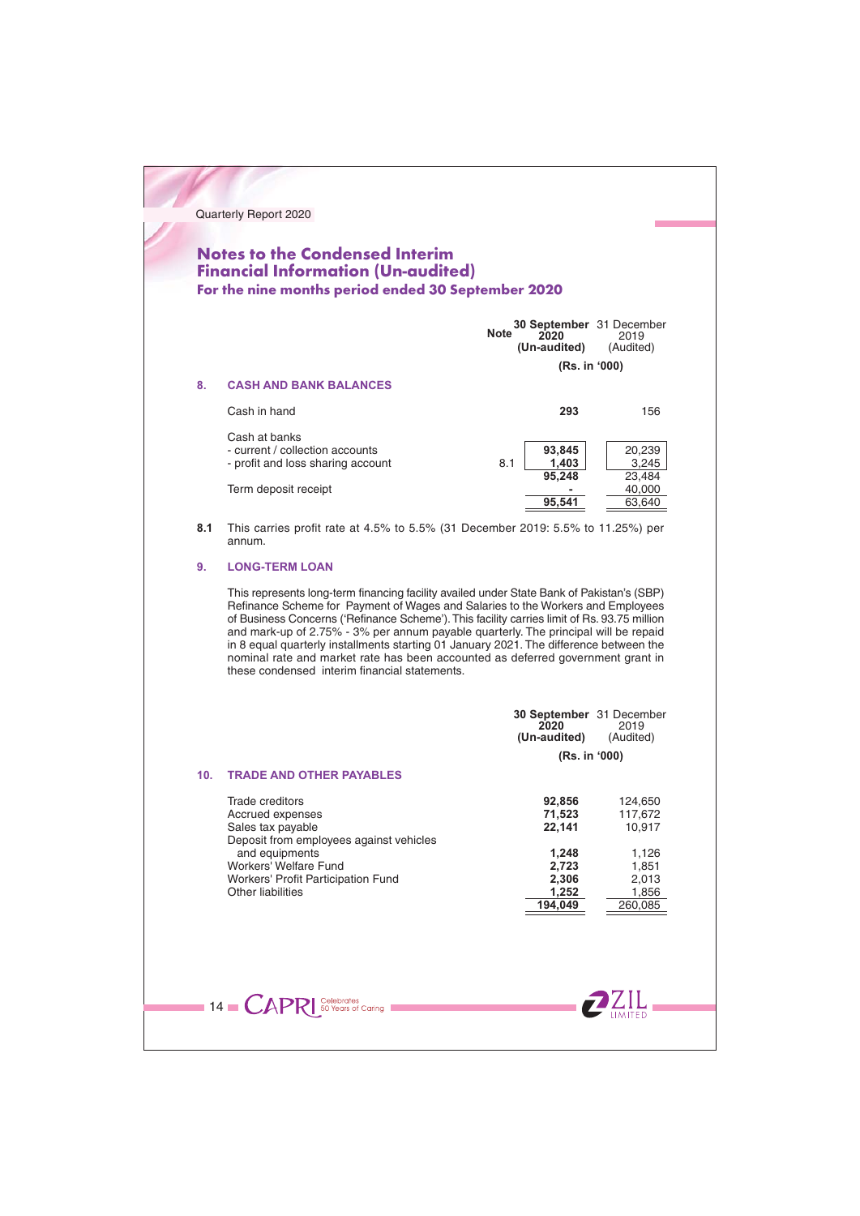## Notes to the Condensed Interim Financial Information (Un-audited)
### For the nine months period ended 30 September 2020

| | Note | 30 September 2020 (Un-audited) | 31 December 2019 (Audited) |
|---|---|---|---|
| | | (Rs. in '000) | |
| **8. CASH AND BANK BALANCES** | | | |
| Cash in hand | | **293** | 156 |
| Cash at banks | | | |
| - current / collection accounts | | **93,845** | 20,239 |
| - profit and loss sharing account | 8.1 | **1,403** | 3,245 |
| | | **95,248** | 23,484 |
| Term deposit receipt | | **-** | 40,000 |
| | | **95,541** | 63,640 |

**8.1** This carries profit rate at 4.5% to 5.5% (31 December 2019: 5.5% to 11.25%) per annum.

**9. LONG-TERM LOAN**

This represents long-term financing facility availed under State Bank of Pakistan's (SBP) Refinance Scheme for Payment of Wages and Salaries to the Workers and Employees of Business Concerns ('Refinance Scheme'). This facility carries limit of Rs. 93.75 million and mark-up of 2.75% - 3% per annum payable quarterly. The principal will be repaid in 8 equal quarterly installments starting 01 January 2021. The difference between the nominal rate and market rate has been accounted as deferred government grant in these condensed interim financial statements.

| | 30 September 2020 (Un-audited) | 31 December 2019 (Audited) |
|---|---|---|
| | (Rs. in '000) | |
| **10. TRADE AND OTHER PAYABLES** | | |
| Trade creditors | **92,856** | 124,650 |
| Accrued expenses | **71,523** | 117,672 |
| Sales tax payable | **22,141** | 10,917 |
| Deposit from employees against vehicles and equipments | **1,248** | 1,126 |
| Workers' Welfare Fund | **2,723** | 1,851 |
| Workers' Profit Participation Fund | **2,306** | 2,013 |
| Other liabilities | **1,252** | 1,856 |
| | **194,049** | 260,085 |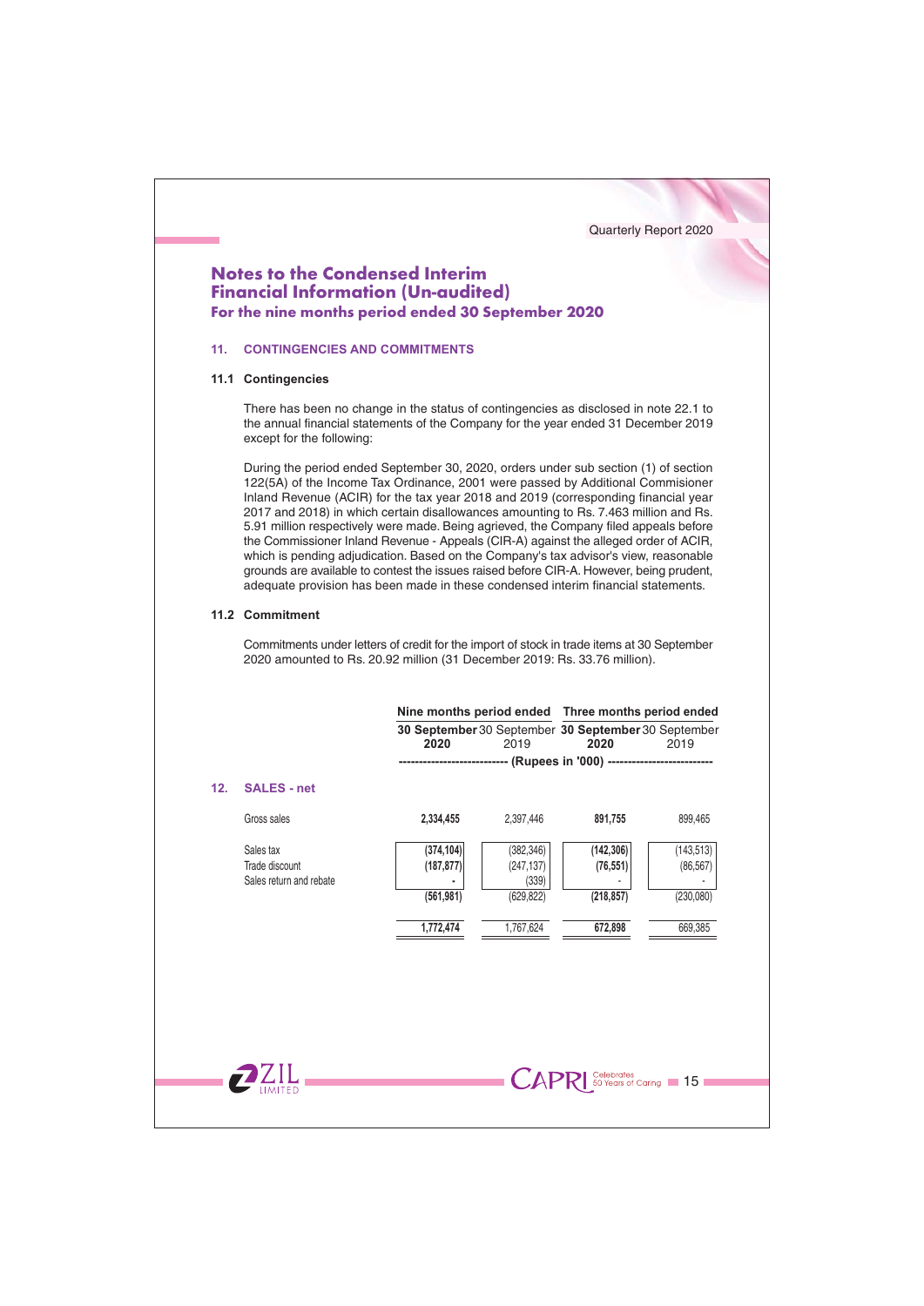# Notes to the Condensed Interim Financial Information (Un-audited)

## For the nine months period ended 30 September 2020

### 11. CONTINGENCIES AND COMMITMENTS

#### 11.1 Contingencies

There has been no change in the status of contingencies as disclosed in note 22.1 to the annual financial statements of the Company for the year ended 31 December 2019 except for the following:

During the period ended September 30, 2020, orders under sub section (1) of section 122(5A) of the Income Tax Ordinance, 2001 were passed by Additional Commisioner Inland Revenue (ACIR) for the tax year 2018 and 2019 (corresponding financial year 2017 and 2018) in which certain disallowances amounting to Rs. 7.463 million and Rs. 5.91 million respectively were made. Being agrieved, the Company filed appeals before the Commissioner Inland Revenue - Appeals (CIR-A) against the alleged order of ACIR, which is pending adjudication. Based on the Company's tax advisor's view, reasonable grounds are available to contest the issues raised before CIR-A. However, being prudent, adequate provision has been made in these condensed interim financial statements.

#### 11.2 Commitment

Commitments under letters of credit for the import of stock in trade items at 30 September 2020 amounted to Rs. 20.92 million (31 December 2019: Rs. 33.76 million).

| | Nine months period ended | | Three months period ended | |
|---|---|---|---|---|
| | **30 September 2020** | 30 September 2019 | **30 September 2020** | 30 September 2019 |
| | (Rupees in '000) | | | |
| **12. SALES - net** | | | | |
| Gross sales | **2,334,455** | 2,397,446 | **891,755** | 899,465 |
| Sales tax | **(374,104)** | (382,346) | **(142,306)** | (143,513) |
| Trade discount | **(187,877)** | (247,137) | **(76,551)** | (86,567) |
| Sales return and rebate | **-** | (339) | - | - |
| | **(561,981)** | (629,822) | **(218,857)** | (230,080) |
| | **1,772,474** | 1,767,624 | **672,898** | 669,385 |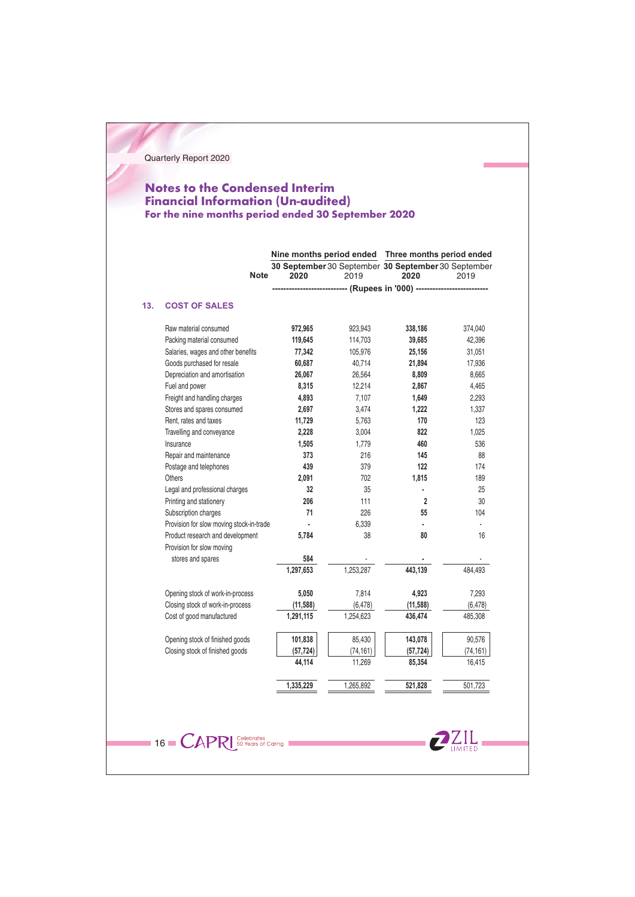## Notes to the Condensed Interim Financial Information (Un-audited)

### For the nine months period ended 30 September 2020

| | Note | Nine months period ended 30 September 2020 | Nine months period ended 30 September 2019 | Three months period ended 30 September 2020 | Three months period ended 30 September 2019 |
|---|---|---|---|---|---|
| | | (Rupees in '000) | | | |
| **13. COST OF SALES** | | | | | |
| Raw material consumed | | **972,965** | 923,943 | **338,186** | 374,040 |
| Packing material consumed | | **119,645** | 114,703 | **39,685** | 42,396 |
| Salaries, wages and other benefits | | **77,342** | 105,976 | **25,156** | 31,051 |
| Goods purchased for resale | | **60,687** | 40,714 | **21,894** | 17,936 |
| Depreciation and amortisation | | **26,067** | 26,564 | **8,809** | 8,665 |
| Fuel and power | | **8,315** | 12,214 | **2,867** | 4,465 |
| Freight and handling charges | | **4,893** | 7,107 | **1,649** | 2,293 |
| Stores and spares consumed | | **2,697** | 3,474 | **1,222** | 1,337 |
| Rent, rates and taxes | | **11,729** | 5,763 | **170** | 123 |
| Travelling and conveyance | | **2,228** | 3,004 | **822** | 1,025 |
| Insurance | | **1,505** | 1,779 | **460** | 536 |
| Repair and maintenance | | **373** | 216 | **145** | 88 |
| Postage and telephones | | **439** | 379 | **122** | 174 |
| Others | | **2,091** | 702 | **1,815** | 189 |
| Legal and professional charges | | **32** | 35 | **-** | 25 |
| Printing and stationery | | **206** | 111 | **2** | 30 |
| Subscription charges | | **71** | 226 | **55** | 104 |
| Provision for slow moving stock-in-trade | | **-** | 6,339 | **-** | - |
| Product research and development | | **5,784** | 38 | **80** | 16 |
| Provision for slow moving stores and spares | | **584** | - | **-** | - |
| | | **1,297,653** | 1,253,287 | **443,139** | 484,493 |
| Opening stock of work-in-process | | **5,050** | 7,814 | **4,923** | 7,293 |
| Closing stock of work-in-process | | **(11,588)** | (6,478) | **(11,588)** | (6,478) |
| Cost of good manufactured | | **1,291,115** | 1,254,623 | **436,474** | 485,308 |
| Opening stock of finished goods | | **101,838** | 85,430 | **143,078** | 90,576 |
| Closing stock of finished goods | | **(57,724)** | (74,161) | **(57,724)** | (74,161) |
| | | **44,114** | 11,269 | **85,354** | 16,415 |
| | | **1,335,229** | 1,265,892 | **521,828** | 501,723 |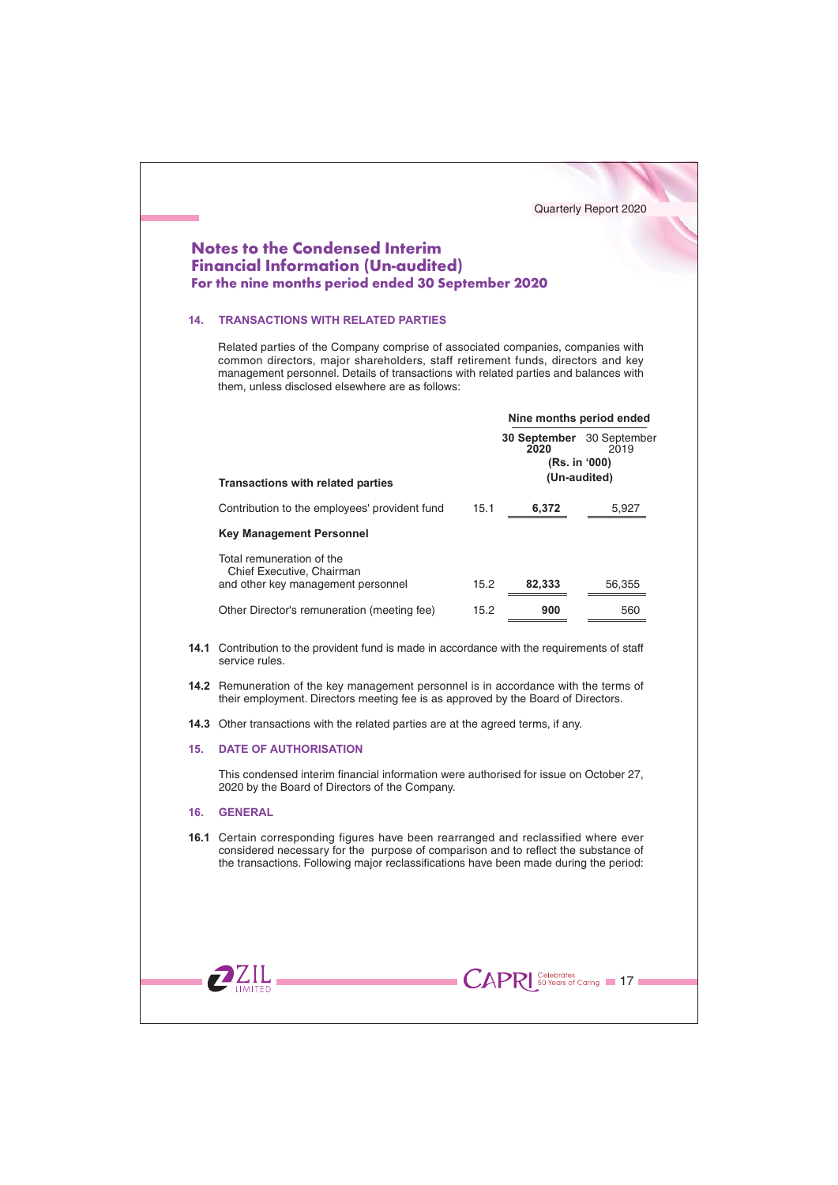## Notes to the Condensed Interim Financial Information (Un-audited)
### For the nine months period ended 30 September 2020

### 14. TRANSACTIONS WITH RELATED PARTIES

Related parties of the Company comprise of associated companies, companies with common directors, major shareholders, staff retirement funds, directors and key management personnel. Details of transactions with related parties and balances with them, unless disclosed elsewhere are as follows:

| | | Nine months period ended | |
|---|---|---|---|
| | | **30 September 2020** | 30 September 2019 |
| | | (Rs. in '000) (Un-audited) | |
| **Transactions with related parties** | | | |
| Contribution to the employees' provident fund | 15.1 | **6,372** | 5,927 |
| **Key Management Personnel** | | | |
| Total remuneration of the Chief Executive, Chairman and other key management personnel | 15.2 | **82,333** | 56,355 |
| Other Director's remuneration (meeting fee) | 15.2 | **900** | 560 |

**14.1** Contribution to the provident fund is made in accordance with the requirements of staff service rules.

**14.2** Remuneration of the key management personnel is in accordance with the terms of their employment. Directors meeting fee is as approved by the Board of Directors.

**14.3** Other transactions with the related parties are at the agreed terms, if any.

### 15. DATE OF AUTHORISATION

This condensed interim financial information were authorised for issue on October 27, 2020 by the Board of Directors of the Company.

### 16. GENERAL

**16.1** Certain corresponding figures have been rearranged and reclassified where ever considered necessary for the purpose of comparison and to reflect the substance of the transactions. Following major reclassifications have been made during the period: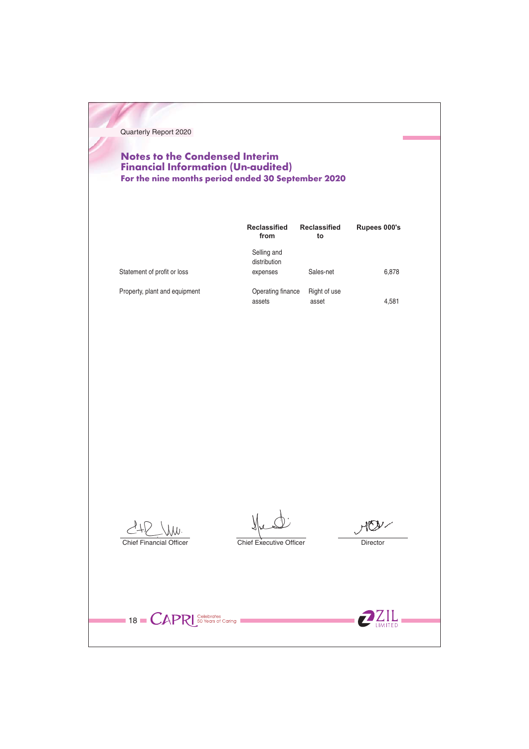## Notes to the Condensed Interim Financial Information (Un-audited)

### For the nine months period ended 30 September 2020

| | Reclassified from | Reclassified to | Rupees 000's |
|---|---|---|---|
| Statement of profit or loss | Selling and distribution expenses | Sales-net | 6,878 |
| Property, plant and equipment | Operating finance assets | Right of use asset | 4,581 |

| Chief Financial Officer | Chief Executive Officer | Director |
|---|---|---|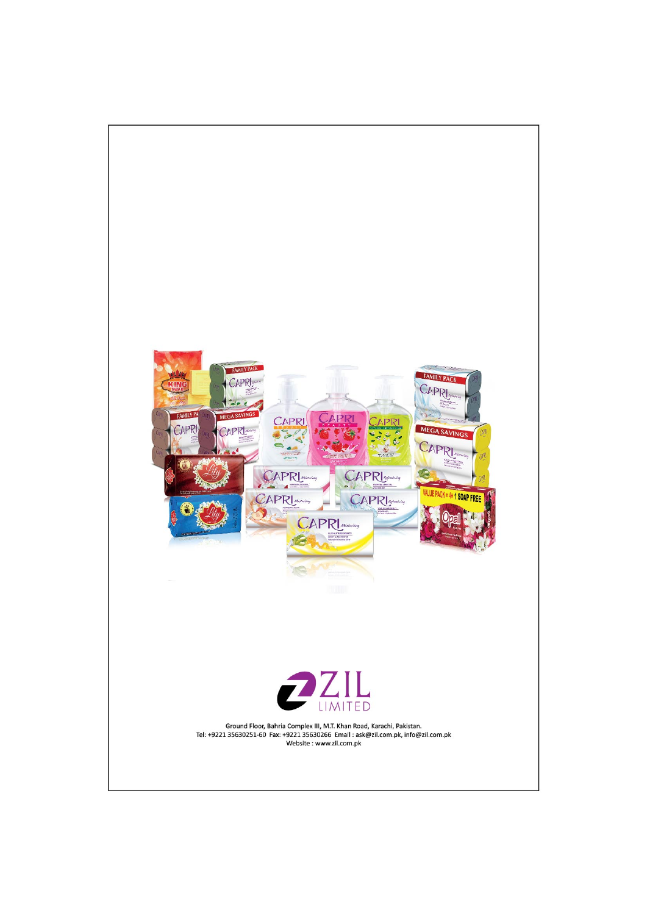ZIL LIMITED

Ground Floor, Bahria Complex III, M.T. Khan Road, Karachi, Pakistan.
Tel: +9221 35630251-60 Fax: +9221 35630266 Email : ask@zil.com.pk, info@zil.com.pk
Website : www.zil.com.pk